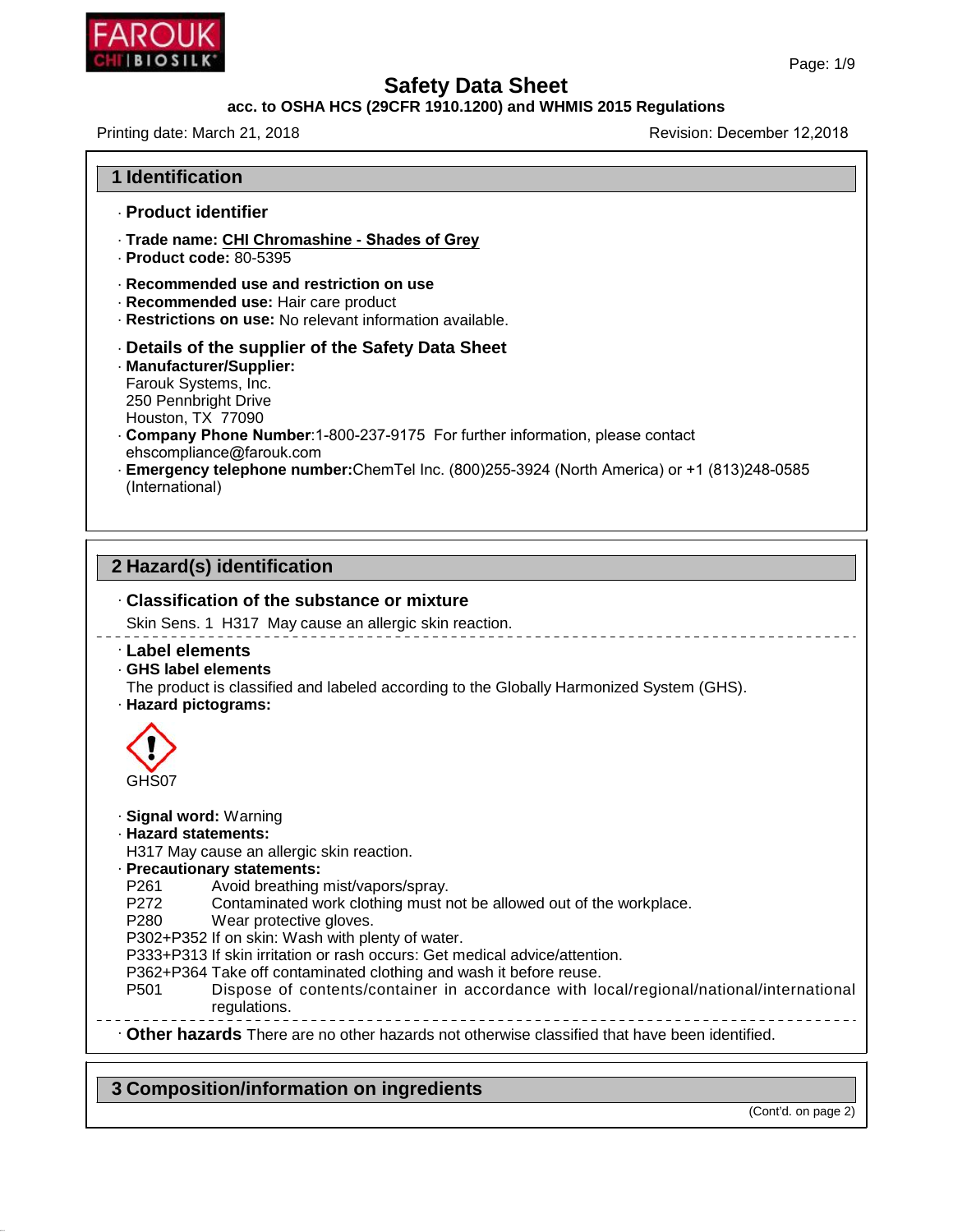# Safety Data Sheet

**acc. to OSHA HCS (29CFR 1910.1200) and WHMIS 2015 Regulations**

Printing date: March 21, 2018 Revision: December 12,2018

## 1 Identification

### · Product identifier

· **Trade name: CHI Chromashine - Shades of Grey**
· **Product code:** 80-5395

· **Recommended use and restriction on use**
· **Recommended use:** Hair care product
· **Restrictions on use:** No relevant information available.

### · Details of the supplier of the Safety Data Sheet

· **Manufacturer/Supplier:**
Farouk Systems, Inc.
250 Pennbright Drive
Houston, TX 77090
· **Company Phone Number**:1-800-237-9175 For further information, please contact ehscompliance@farouk.com
· **Emergency telephone number:**ChemTel Inc. (800)255-3924 (North America) or +1 (813)248-0585 (International)

## 2 Hazard(s) identification

### · Classification of the substance or mixture

Skin Sens. 1 H317 May cause an allergic skin reaction.

### · Label elements

· **GHS label elements**
The product is classified and labeled according to the Globally Harmonized System (GHS).
· **Hazard pictograms:**

GHS07

· **Signal word:** Warning
· **Hazard statements:**
H317 May cause an allergic skin reaction.
· **Precautionary statements:**

P261 Avoid breathing mist/vapors/spray.
P272 Contaminated work clothing must not be allowed out of the workplace.
P280 Wear protective gloves.
P302+P352 If on skin: Wash with plenty of water.
P333+P313 If skin irritation or rash occurs: Get medical advice/attention.
P362+P364 Take off contaminated clothing and wash it before reuse.
P501 Dispose of contents/container in accordance with local/regional/national/international regulations.

· **Other hazards** There are no other hazards not otherwise classified that have been identified.

## 3 Composition/information on ingredients

(Cont'd. on page 2)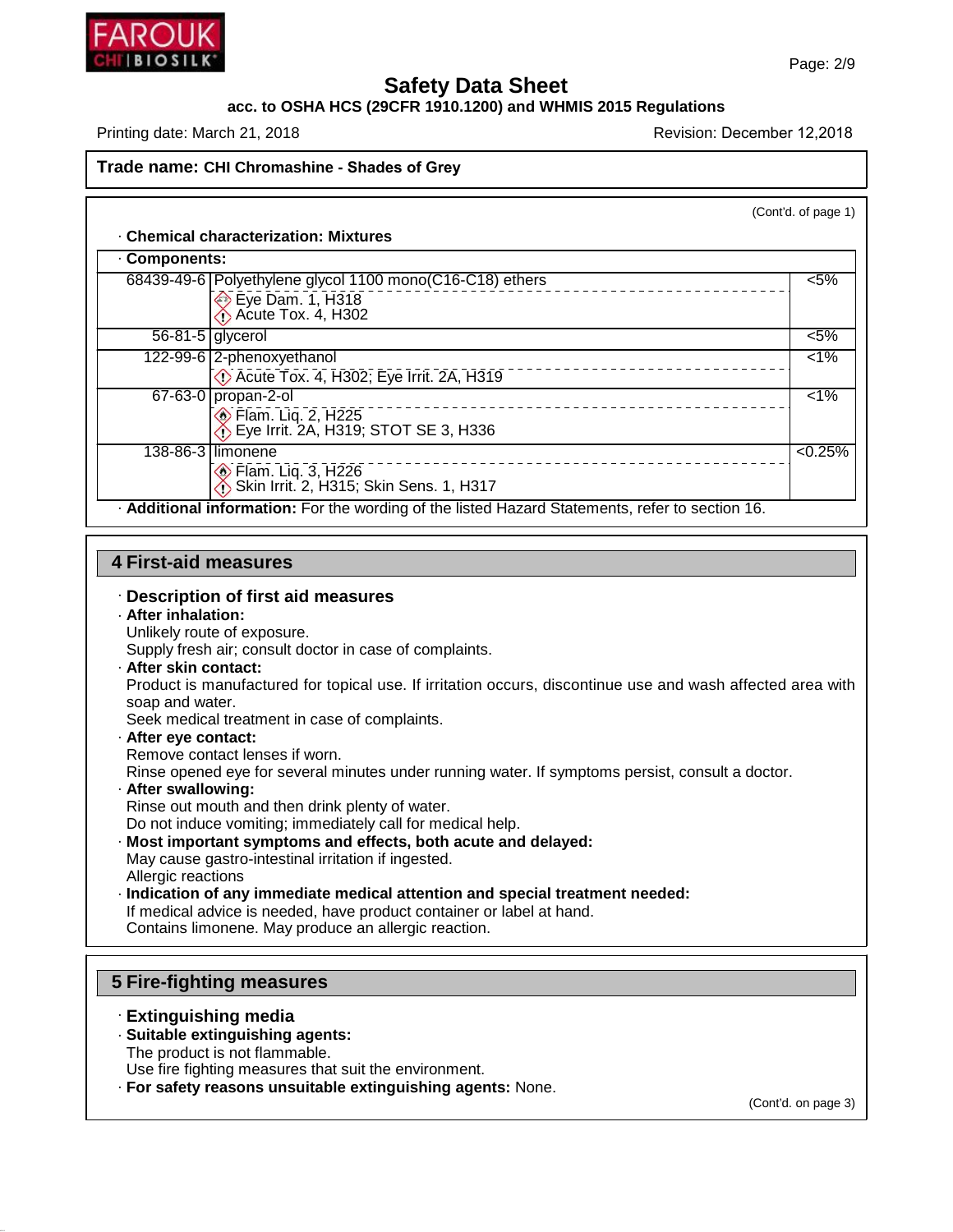**Trade name: CHI Chromashine - Shades of Grey**

(Cont'd. of page 1)

· **Chemical characterization: Mixtures**

· **Components:**

| CAS | Component | Concentration |
|---|---|---|
| 68439-49-6 | Polyethylene glycol 1100 mono(C16-C18) ethers<br>Eye Dam. 1, H318<br>Acute Tox. 4, H302 | <5% |
| 56-81-5 | glycerol | <5% |
| 122-99-6 | 2-phenoxyethanol<br>Acute Tox. 4, H302; Eye Irrit. 2A, H319 | <1% |
| 67-63-0 | propan-2-ol<br>Flam. Liq. 2, H225<br>Eye Irrit. 2A, H319; STOT SE 3, H336 | <1% |
| 138-86-3 | limonene<br>Flam. Liq. 3, H226<br>Skin Irrit. 2, H315; Skin Sens. 1, H317 | <0.25% |

· **Additional information:** For the wording of the listed Hazard Statements, refer to section 16.

## 4 First-aid measures

· **Description of first aid measures**

· **After inhalation:**
Unlikely route of exposure.
Supply fresh air; consult doctor in case of complaints.

· **After skin contact:**
Product is manufactured for topical use. If irritation occurs, discontinue use and wash affected area with soap and water.
Seek medical treatment in case of complaints.

· **After eye contact:**
Remove contact lenses if worn.
Rinse opened eye for several minutes under running water. If symptoms persist, consult a doctor.

· **After swallowing:**
Rinse out mouth and then drink plenty of water.
Do not induce vomiting; immediately call for medical help.

· **Most important symptoms and effects, both acute and delayed:**
May cause gastro-intestinal irritation if ingested.
Allergic reactions

· **Indication of any immediate medical attention and special treatment needed:**
If medical advice is needed, have product container or label at hand.
Contains limonene. May produce an allergic reaction.

## 5 Fire-fighting measures

· **Extinguishing media**

· **Suitable extinguishing agents:**
The product is not flammable.
Use fire fighting measures that suit the environment.

· **For safety reasons unsuitable extinguishing agents:** None.

(Cont'd. on page 3)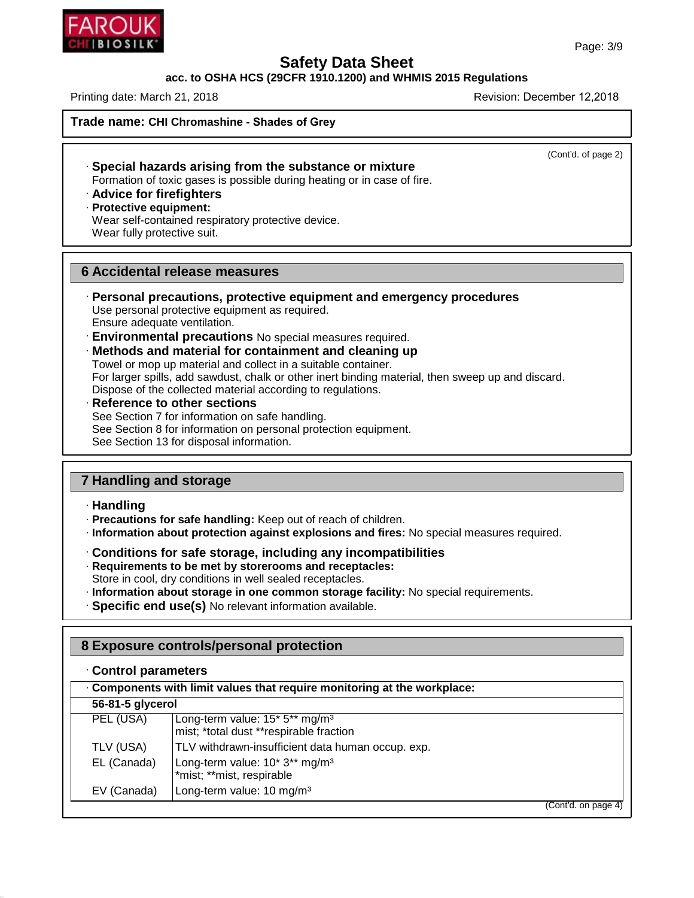**Trade name: CHI Chromashine - Shades of Grey**

(Cont'd. of page 2)

· **Special hazards arising from the substance or mixture**
Formation of toxic gases is possible during heating or in case of fire.

· **Advice for firefighters**

· **Protective equipment:**
Wear self-contained respiratory protective device.
Wear fully protective suit.

## 6 Accidental release measures

· **Personal precautions, protective equipment and emergency procedures**
Use personal protective equipment as required.
Ensure adequate ventilation.

· **Environmental precautions** No special measures required.

· **Methods and material for containment and cleaning up**
Towel or mop up material and collect in a suitable container.
For larger spills, add sawdust, chalk or other inert binding material, then sweep up and discard.
Dispose of the collected material according to regulations.

· **Reference to other sections**
See Section 7 for information on safe handling.
See Section 8 for information on personal protection equipment.
See Section 13 for disposal information.

## 7 Handling and storage

· **Handling**

· **Precautions for safe handling:** Keep out of reach of children.

· **Information about protection against explosions and fires:** No special measures required.

· **Conditions for safe storage, including any incompatibilities**

· **Requirements to be met by storerooms and receptacles:**
Store in cool, dry conditions in well sealed receptacles.

· **Information about storage in one common storage facility:** No special requirements.

· **Specific end use(s)** No relevant information available.

## 8 Exposure controls/personal protection

· **Control parameters**

| · **Components with limit values that require monitoring at the workplace:** | |
|---|---|
| **56-81-5 glycerol** | |
| PEL (USA) | Long-term value: 15* 5** mg/m³<br>mist; *total dust **respirable fraction |
| TLV (USA) | TLV withdrawn-insufficient data human occup. exp. |
| EL (Canada) | Long-term value: 10* 3** mg/m³<br>*mist; **mist, respirable |
| EV (Canada) | Long-term value: 10 mg/m³ |

(Cont'd. on page 4)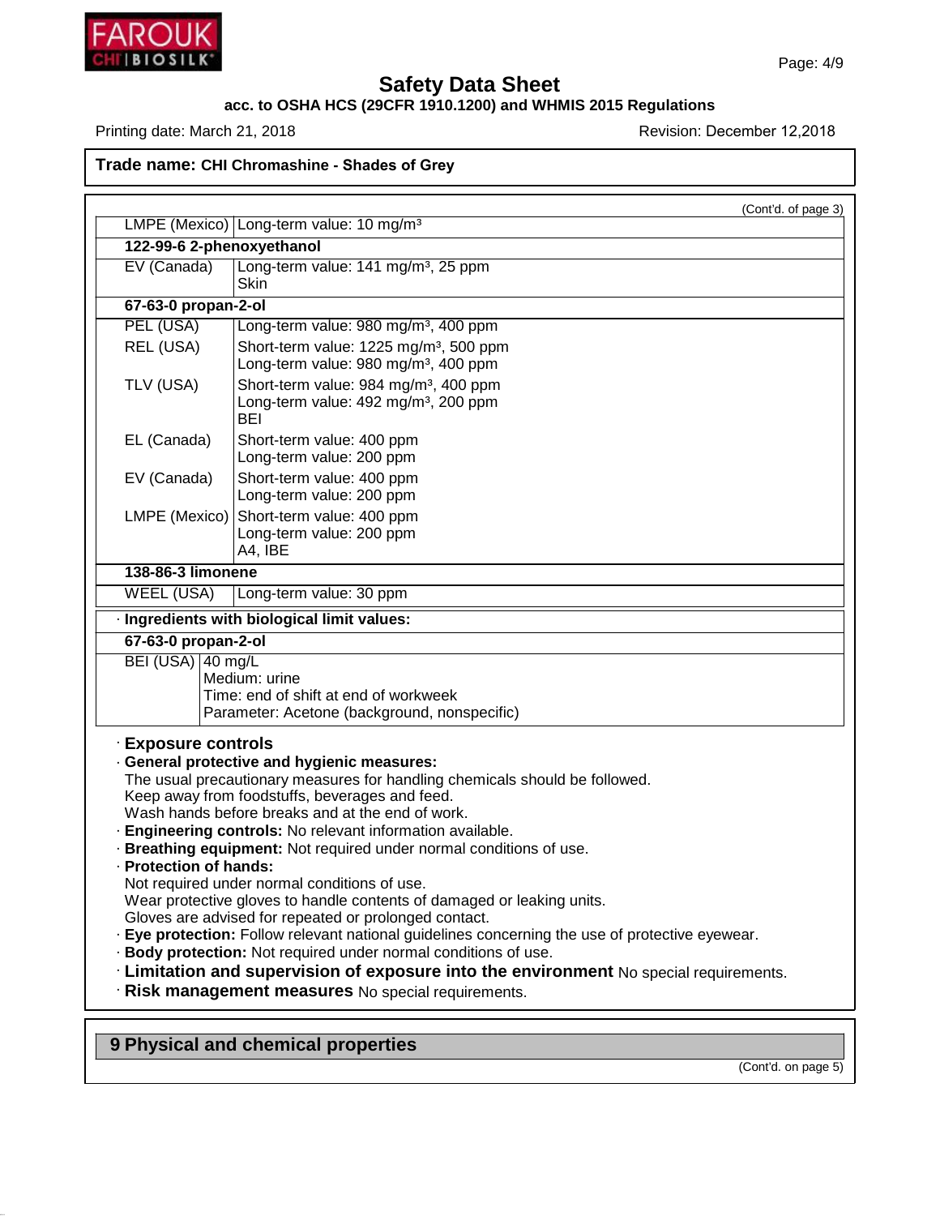**Trade name: CHI Chromashine - Shades of Grey**

(Cont'd. of page 3)

| | |
|---|---|
| LMPE (Mexico) | Long-term value: 10 mg/m³ |
| **122-99-6 2-phenoxyethanol** | |
| EV (Canada) | Long-term value: 141 mg/m³, 25 ppm<br>Skin |
| **67-63-0 propan-2-ol** | |
| PEL (USA) | Long-term value: 980 mg/m³, 400 ppm |
| REL (USA) | Short-term value: 1225 mg/m³, 500 ppm<br>Long-term value: 980 mg/m³, 400 ppm |
| TLV (USA) | Short-term value: 984 mg/m³, 400 ppm<br>Long-term value: 492 mg/m³, 200 ppm<br>BEI |
| EL (Canada) | Short-term value: 400 ppm<br>Long-term value: 200 ppm |
| EV (Canada) | Short-term value: 400 ppm<br>Long-term value: 200 ppm |
| LMPE (Mexico) | Short-term value: 400 ppm<br>Long-term value: 200 ppm<br>A4, IBE |
| **138-86-3 limonene** | |
| WEEL (USA) | Long-term value: 30 ppm |

· **Ingredients with biological limit values:**

| | |
|---|---|
| **67-63-0 propan-2-ol** | |
| BEI (USA) | 40 mg/L<br>Medium: urine<br>Time: end of shift at end of workweek<br>Parameter: Acetone (background, nonspecific) |

· **Exposure controls**

· **General protective and hygienic measures:**
The usual precautionary measures for handling chemicals should be followed.
Keep away from foodstuffs, beverages and feed.
Wash hands before breaks and at the end of work.

· **Engineering controls:** No relevant information available.

· **Breathing equipment:** Not required under normal conditions of use.

· **Protection of hands:**
Not required under normal conditions of use.
Wear protective gloves to handle contents of damaged or leaking units.
Gloves are advised for repeated or prolonged contact.

· **Eye protection:** Follow relevant national guidelines concerning the use of protective eyewear.

· **Body protection:** Not required under normal conditions of use.

· **Limitation and supervision of exposure into the environment** No special requirements.

· **Risk management measures** No special requirements.

## 9 Physical and chemical properties

(Cont'd. on page 5)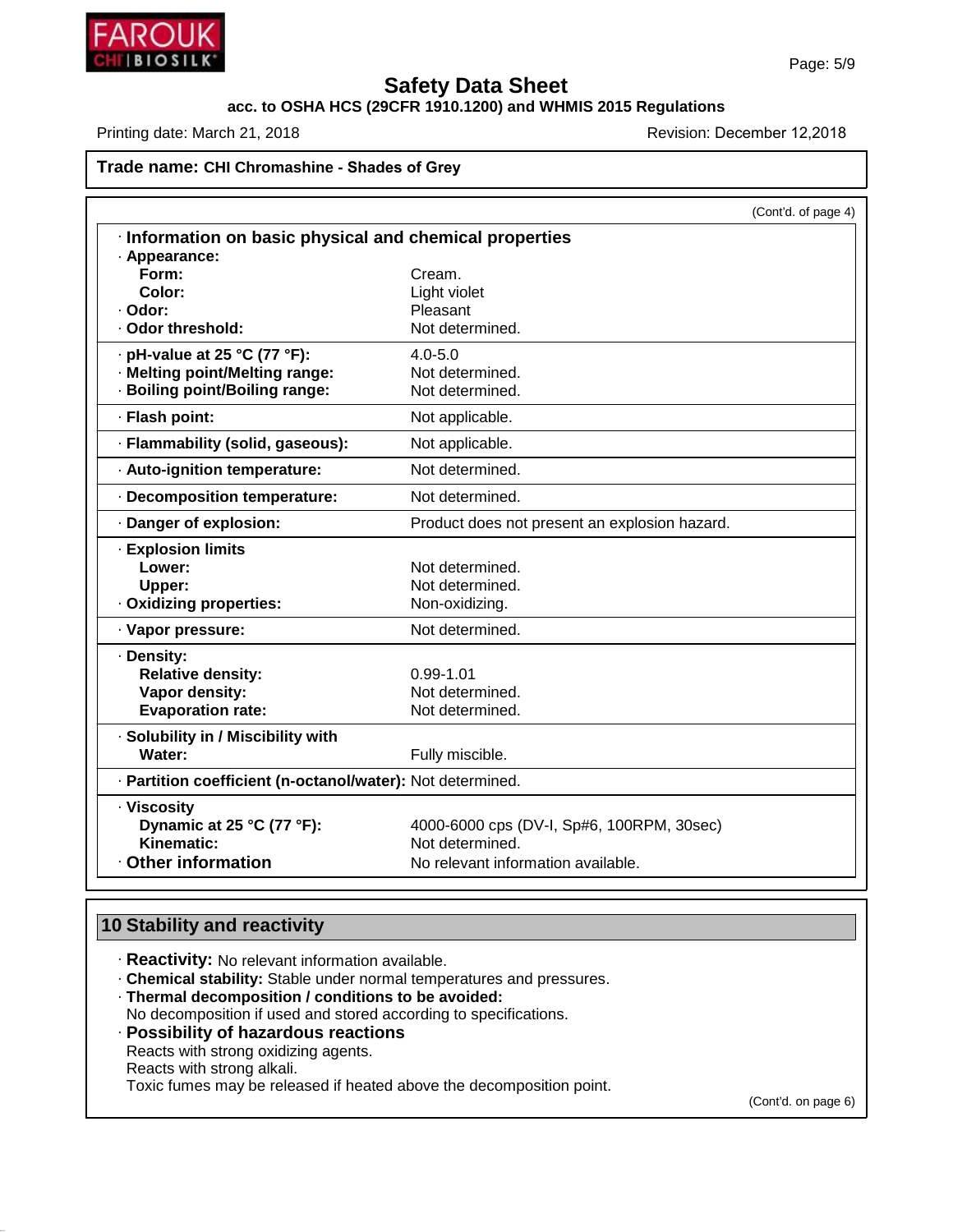**Safety Data Sheet**

**acc. to OSHA HCS (29CFR 1910.1200) and WHMIS 2015 Regulations**

Printing date: March 21, 2018 Revision: December 12,2018

**Trade name: CHI Chromashine - Shades of Grey**

(Cont'd. of page 4)

### · Information on basic physical and chemical properties

| Property | Value |
|---|---|
| · **Appearance:** | |
| **Form:** | Cream. |
| **Color:** | Light violet |
| · **Odor:** | Pleasant |
| · **Odor threshold:** | Not determined. |
| · **pH-value at 25 °C (77 °F):** | 4.0-5.0 |
| · **Melting point/Melting range:** | Not determined. |
| · **Boiling point/Boiling range:** | Not determined. |
| · **Flash point:** | Not applicable. |
| · **Flammability (solid, gaseous):** | Not applicable. |
| · **Auto-ignition temperature:** | Not determined. |
| · **Decomposition temperature:** | Not determined. |
| · **Danger of explosion:** | Product does not present an explosion hazard. |
| · **Explosion limits** | |
| **Lower:** | Not determined. |
| **Upper:** | Not determined. |
| · **Oxidizing properties:** | Non-oxidizing. |
| · **Vapor pressure:** | Not determined. |
| · **Density:** | |
| **Relative density:** | 0.99-1.01 |
| **Vapor density:** | Not determined. |
| **Evaporation rate:** | Not determined. |
| · **Solubility in / Miscibility with** | |
| **Water:** | Fully miscible. |
| · **Partition coefficient (n-octanol/water):** | Not determined. |
| · **Viscosity** | |
| **Dynamic at 25 °C (77 °F):** | 4000-6000 cps (DV-I, Sp#6, 100RPM, 30sec) |
| **Kinematic:** | Not determined. |
| · **Other information** | No relevant information available. |

## 10 Stability and reactivity

· **Reactivity:** No relevant information available.

· **Chemical stability:** Stable under normal temperatures and pressures.

· **Thermal decomposition / conditions to be avoided:**
No decomposition if used and stored according to specifications.

· **Possibility of hazardous reactions**
Reacts with strong oxidizing agents.
Reacts with strong alkali.
Toxic fumes may be released if heated above the decomposition point.

(Cont'd. on page 6)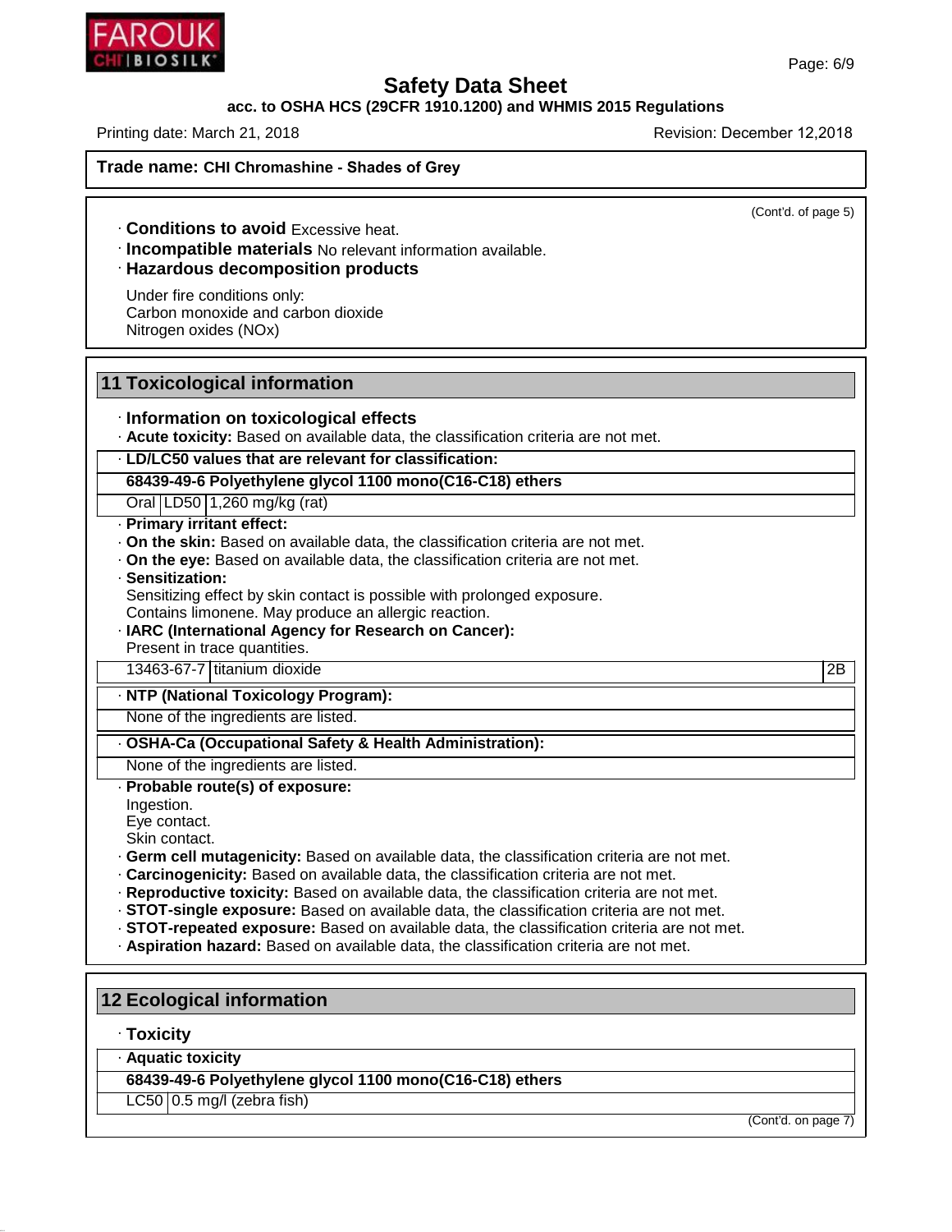Trade name: **CHI Chromashine - Shades of Grey**

(Cont'd. of page 5)

· **Conditions to avoid** Excessive heat.
· **Incompatible materials** No relevant information available.
· **Hazardous decomposition products**

Under fire conditions only:
Carbon monoxide and carbon dioxide
Nitrogen oxides (NOx)

## 11 Toxicological information

· **Information on toxicological effects**
· **Acute toxicity:** Based on available data, the classification criteria are not met.

| · **LD/LC50 values that are relevant for classification:** | | |
|---|---|---|
| **68439-49-6 Polyethylene glycol 1100 mono(C16-C18) ethers** | | |
| Oral | LD50 | 1,260 mg/kg (rat) |

· **Primary irritant effect:**
· **On the skin:** Based on available data, the classification criteria are not met.
· **On the eye:** Based on available data, the classification criteria are not met.
· **Sensitization:**
Sensitizing effect by skin contact is possible with prolonged exposure.
Contains limonene. May produce an allergic reaction.
· **IARC (International Agency for Research on Cancer):**
Present in trace quantities.

| 13463-67-7 | titanium dioxide | 2B |
|---|---|---|

| · **NTP (National Toxicology Program):** |
|---|
| None of the ingredients are listed. |

| · **OSHA-Ca (Occupational Safety & Health Administration):** |
|---|
| None of the ingredients are listed. |

· **Probable route(s) of exposure:**
Ingestion.
Eye contact.
Skin contact.
· **Germ cell mutagenicity:** Based on available data, the classification criteria are not met.
· **Carcinogenicity:** Based on available data, the classification criteria are not met.
· **Reproductive toxicity:** Based on available data, the classification criteria are not met.
· **STOT-single exposure:** Based on available data, the classification criteria are not met.
· **STOT-repeated exposure:** Based on available data, the classification criteria are not met.
· **Aspiration hazard:** Based on available data, the classification criteria are not met.

## 12 Ecological information

· **Toxicity**

| · **Aquatic toxicity** | |
|---|---|
| **68439-49-6 Polyethylene glycol 1100 mono(C16-C18) ethers** | |
| LC50 | 0.5 mg/l (zebra fish) |

(Cont'd. on page 7)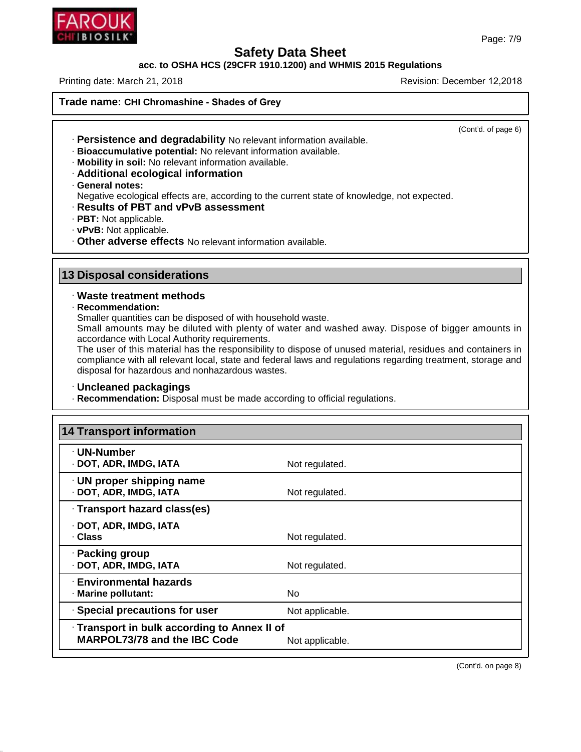Trade name: **CHI Chromashine - Shades of Grey**

(Cont'd. of page 6)

· **Persistence and degradability** No relevant information available.
· **Bioaccumulative potential:** No relevant information available.
· **Mobility in soil:** No relevant information available.
· **Additional ecological information**
· **General notes:**
Negative ecological effects are, according to the current state of knowledge, not expected.
· **Results of PBT and vPvB assessment**
· **PBT:** Not applicable.
· **vPvB:** Not applicable.
· **Other adverse effects** No relevant information available.

## 13 Disposal considerations

· **Waste treatment methods**
· **Recommendation:**
Smaller quantities can be disposed of with household waste.
Small amounts may be diluted with plenty of water and washed away. Dispose of bigger amounts in accordance with Local Authority requirements.
The user of this material has the responsibility to dispose of unused material, residues and containers in compliance with all relevant local, state and federal laws and regulations regarding treatment, storage and disposal for hazardous and nonhazardous wastes.

· **Uncleaned packagings**
· **Recommendation:** Disposal must be made according to official regulations.

## 14 Transport information

| | |
|---|---|
| · **UN-Number** | |
| · **DOT, ADR, IMDG, IATA** | Not regulated. |
| · **UN proper shipping name** | |
| · **DOT, ADR, IMDG, IATA** | Not regulated. |
| · **Transport hazard class(es)** | |
| · **DOT, ADR, IMDG, IATA** | |
| · **Class** | Not regulated. |
| · **Packing group** | |
| · **DOT, ADR, IMDG, IATA** | Not regulated. |
| · **Environmental hazards** | |
| · **Marine pollutant:** | No |
| · **Special precautions for user** | Not applicable. |
| · **Transport in bulk according to Annex II of MARPOL73/78 and the IBC Code** | Not applicable. |

(Cont'd. on page 8)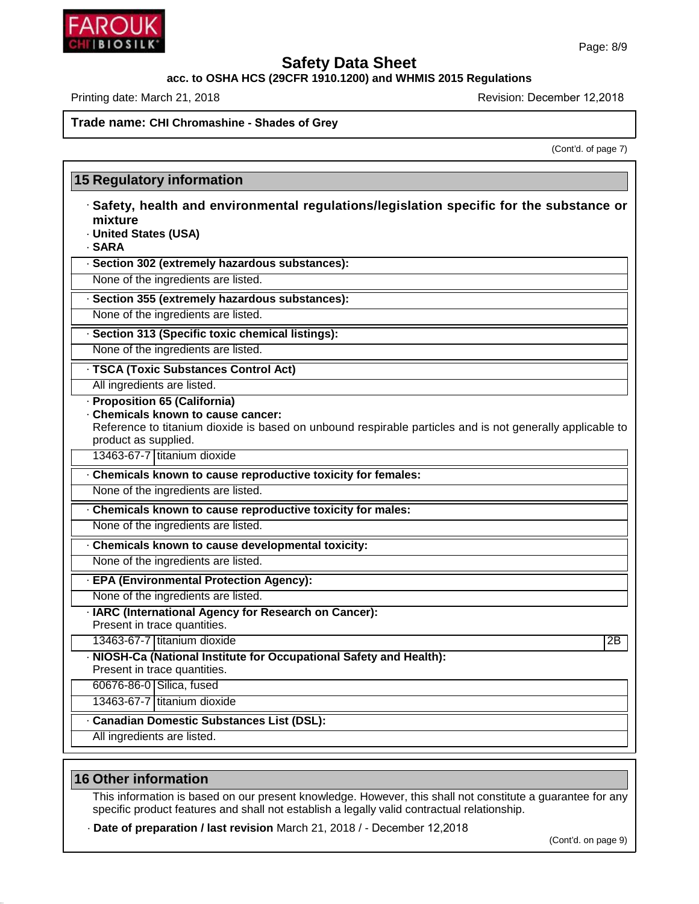Trade name: **CHI Chromashine - Shades of Grey**

(Cont'd. of page 7)

## 15 Regulatory information

· **Safety, health and environmental regulations/legislation specific for the substance or mixture**

· **United States (USA)**

· **SARA**

· **Section 302 (extremely hazardous substances):**

None of the ingredients are listed.

· **Section 355 (extremely hazardous substances):**

None of the ingredients are listed.

· **Section 313 (Specific toxic chemical listings):**

None of the ingredients are listed.

· **TSCA (Toxic Substances Control Act)**

All ingredients are listed.

· **Proposition 65 (California)**

· **Chemicals known to cause cancer:**

Reference to titanium dioxide is based on unbound respirable particles and is not generally applicable to product as supplied.

| 13463-67-7 | titanium dioxide |
|---|---|

· **Chemicals known to cause reproductive toxicity for females:**

None of the ingredients are listed.

· **Chemicals known to cause reproductive toxicity for males:**

None of the ingredients are listed.

· **Chemicals known to cause developmental toxicity:**

None of the ingredients are listed.

· **EPA (Environmental Protection Agency):**

None of the ingredients are listed.

· **IARC (International Agency for Research on Cancer):**

Present in trace quantities.

| 13463-67-7 | titanium dioxide | 2B |
|---|---|---|

· **NIOSH-Ca (National Institute for Occupational Safety and Health):**

Present in trace quantities.

| 60676-86-0 | Silica, fused |
|---|---|
| 13463-67-7 | titanium dioxide |

· **Canadian Domestic Substances List (DSL):**

All ingredients are listed.

## 16 Other information

This information is based on our present knowledge. However, this shall not constitute a guarantee for any specific product features and shall not establish a legally valid contractual relationship.

· **Date of preparation / last revision** March 21, 2018 / - December 12,2018

(Cont'd. on page 9)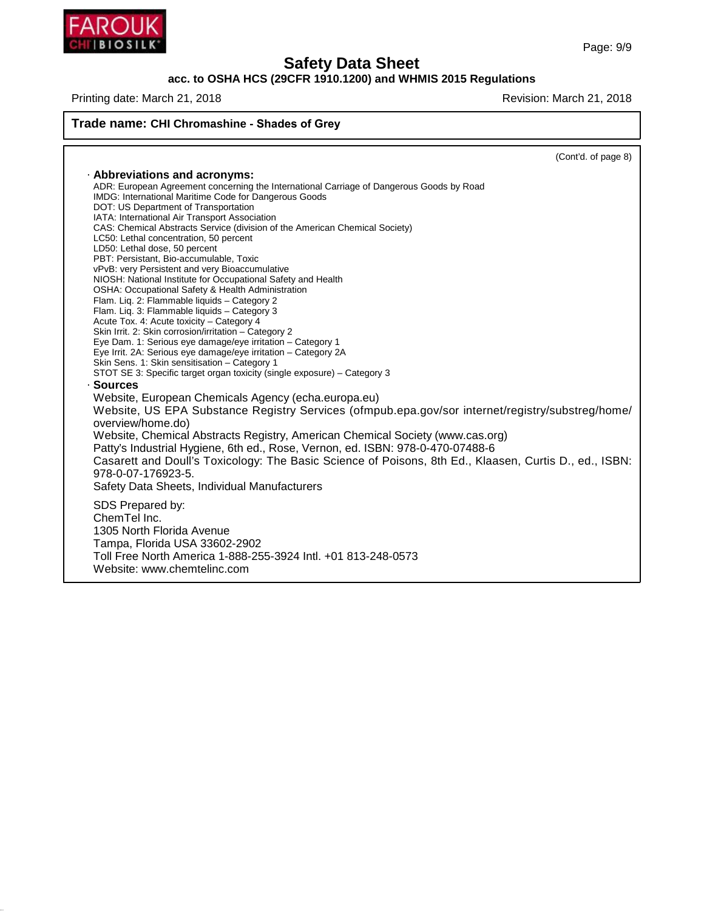# Safety Data Sheet

**acc. to OSHA HCS (29CFR 1910.1200) and WHMIS 2015 Regulations**

Printing date: March 21, 2018 Revision: March 21, 2018

**Trade name: CHI Chromashine - Shades of Grey**

(Cont'd. of page 8)

· **Abbreviations and acronyms:**

ADR: European Agreement concerning the International Carriage of Dangerous Goods by Road
IMDG: International Maritime Code for Dangerous Goods
DOT: US Department of Transportation
IATA: International Air Transport Association
CAS: Chemical Abstracts Service (division of the American Chemical Society)
LC50: Lethal concentration, 50 percent
LD50: Lethal dose, 50 percent
PBT: Persistant, Bio-accumulable, Toxic
vPvB: very Persistent and very Bioaccumulative
NIOSH: National Institute for Occupational Safety and Health
OSHA: Occupational Safety & Health Administration
Flam. Liq. 2: Flammable liquids – Category 2
Flam. Liq. 3: Flammable liquids – Category 3
Acute Tox. 4: Acute toxicity – Category 4
Skin Irrit. 2: Skin corrosion/irritation – Category 2
Eye Dam. 1: Serious eye damage/eye irritation – Category 1
Eye Irrit. 2A: Serious eye damage/eye irritation – Category 2A
Skin Sens. 1: Skin sensitisation – Category 1
STOT SE 3: Specific target organ toxicity (single exposure) – Category 3

· **Sources**

Website, European Chemicals Agency (echa.europa.eu)
Website, US EPA Substance Registry Services (ofmpub.epa.gov/sor internet/registry/substreg/home/overview/home.do)
Website, Chemical Abstracts Registry, American Chemical Society (www.cas.org)
Patty's Industrial Hygiene, 6th ed., Rose, Vernon, ed. ISBN: 978-0-470-07488-6
Casarett and Doull's Toxicology: The Basic Science of Poisons, 8th Ed., Klaasen, Curtis D., ed., ISBN: 978-0-07-176923-5.
Safety Data Sheets, Individual Manufacturers

SDS Prepared by:
ChemTel Inc.
1305 North Florida Avenue
Tampa, Florida USA 33602-2902
Toll Free North America 1-888-255-3924 Intl. +01 813-248-0573
Website: www.chemtelinc.com